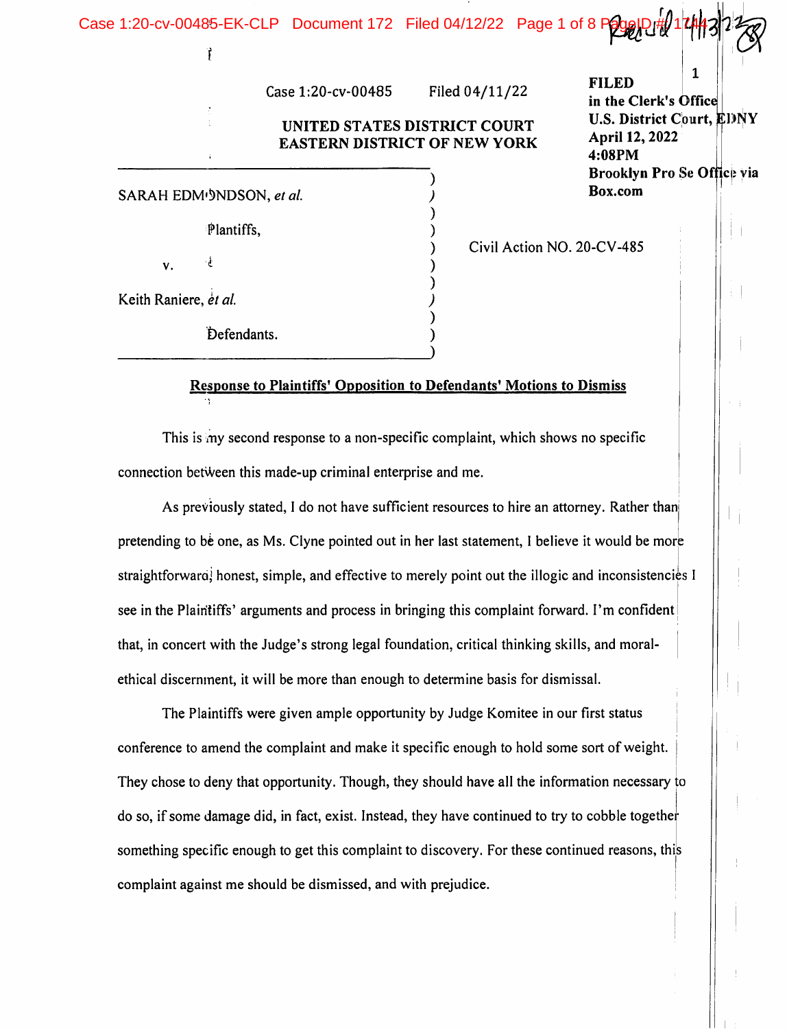Case 1:20-cv-00485 Filed 04/11/22

**FILED**
**in the Clerk's Office**
**U.S. District Court, EDNY**
**April 12, 2022**
**4:08PM**
**Brooklyn Pro Se Office via Box.com**

**UNITED STATES DISTRICT COURT**
**EASTERN DISTRICT OF NEW YORK**

SARAH EDMONDSON, *et al.*

Plantiffs,

v.

Keith Raniere, *et al.*

Defendants.

Civil Action NO. 20-CV-485

**Response to Plaintiffs' Opposition to Defendants' Motions to Dismiss**

This is my second response to a non-specific complaint, which shows no specific connection between this made-up criminal enterprise and me.

As previously stated, I do not have sufficient resources to hire an attorney. Rather than pretending to be one, as Ms. Clyne pointed out in her last statement, I believe it would be more straightforward, honest, simple, and effective to merely point out the illogic and inconsistencies I see in the Plaintiffs' arguments and process in bringing this complaint forward. I'm confident that, in concert with the Judge's strong legal foundation, critical thinking skills, and moral-ethical discernment, it will be more than enough to determine basis for dismissal.

The Plaintiffs were given ample opportunity by Judge Komitee in our first status conference to amend the complaint and make it specific enough to hold some sort of weight. They chose to deny that opportunity. Though, they should have all the information necessary to do so, if some damage did, in fact, exist. Instead, they have continued to try to cobble together something specific enough to get this complaint to discovery. For these continued reasons, this complaint against me should be dismissed, and with prejudice.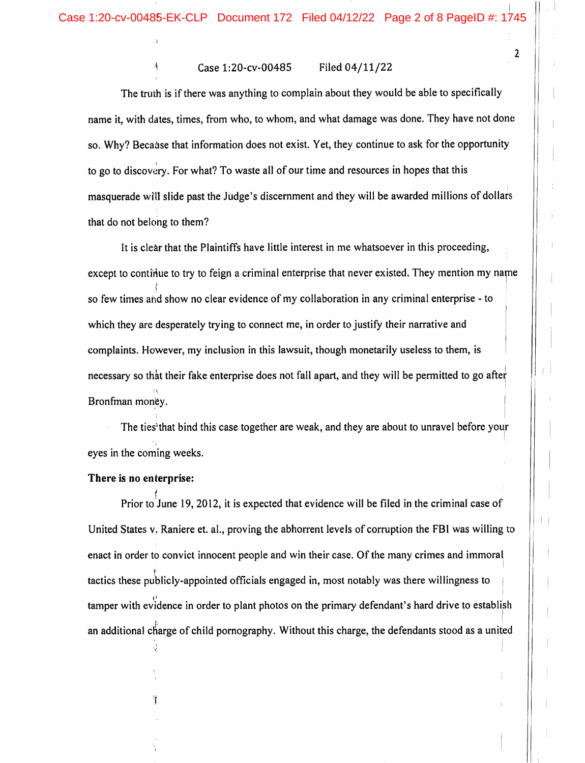The truth is if there was anything to complain about they would be able to specifically name it, with dates, times, from who, to whom, and what damage was done. They have not done so. Why? Because that information does not exist. Yet, they continue to ask for the opportunity to go to discovery. For what? To waste all of our time and resources in hopes that this masquerade will slide past the Judge's discernment and they will be awarded millions of dollars that do not belong to them?

It is clear that the Plaintiffs have little interest in me whatsoever in this proceeding, except to continue to try to feign a criminal enterprise that never existed. They mention my name so few times and show no clear evidence of my collaboration in any criminal enterprise - to which they are desperately trying to connect me, in order to justify their narrative and complaints. However, my inclusion in this lawsuit, though monetarily useless to them, is necessary so that their fake enterprise does not fall apart, and they will be permitted to go after Bronfman money.

The ties that bind this case together are weak, and they are about to unravel before your eyes in the coming weeks.

**There is no enterprise:**

Prior to June 19, 2012, it is expected that evidence will be filed in the criminal case of United States v. Raniere et. al., proving the abhorrent levels of corruption the FBI was willing to enact in order to convict innocent people and win their case. Of the many crimes and immoral tactics these publicly-appointed officials engaged in, most notably was there willingness to tamper with evidence in order to plant photos on the primary defendant's hard drive to establish an additional charge of child pornography. Without this charge, the defendants stood as a united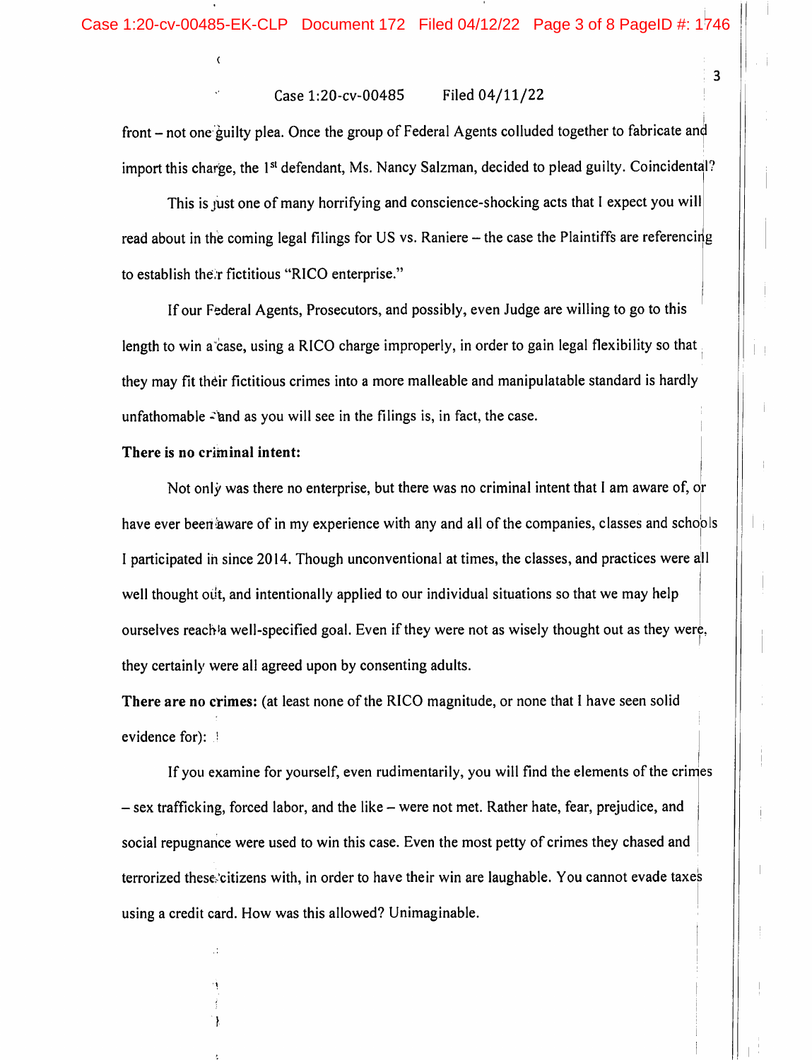front – not one guilty plea. Once the group of Federal Agents colluded together to fabricate and import this charge, the 1st defendant, Ms. Nancy Salzman, decided to plead guilty. Coincidental?

This is just one of many horrifying and conscience-shocking acts that I expect you will read about in the coming legal filings for US vs. Raniere – the case the Plaintiffs are referencing to establish their fictitious "RICO enterprise."

If our Federal Agents, Prosecutors, and possibly, even Judge are willing to go to this length to win a case, using a RICO charge improperly, in order to gain legal flexibility so that they may fit their fictitious crimes into a more malleable and manipulatable standard is hardly unfathomable – and as you will see in the filings is, in fact, the case.

**There is no criminal intent:**

Not only was there no enterprise, but there was no criminal intent that I am aware of, or have ever been aware of in my experience with any and all of the companies, classes and schools I participated in since 2014. Though unconventional at times, the classes, and practices were all well thought out, and intentionally applied to our individual situations so that we may help ourselves reach a well-specified goal. Even if they were not as wisely thought out as they were, they certainly were all agreed upon by consenting adults.

**There are no crimes:** (at least none of the RICO magnitude, or none that I have seen solid evidence for):

If you examine for yourself, even rudimentarily, you will find the elements of the crimes – sex trafficking, forced labor, and the like – were not met. Rather hate, fear, prejudice, and social repugnance were used to win this case. Even the most petty of crimes they chased and terrorized these citizens with, in order to have their win are laughable. You cannot evade taxes using a credit card. How was this allowed? Unimaginable.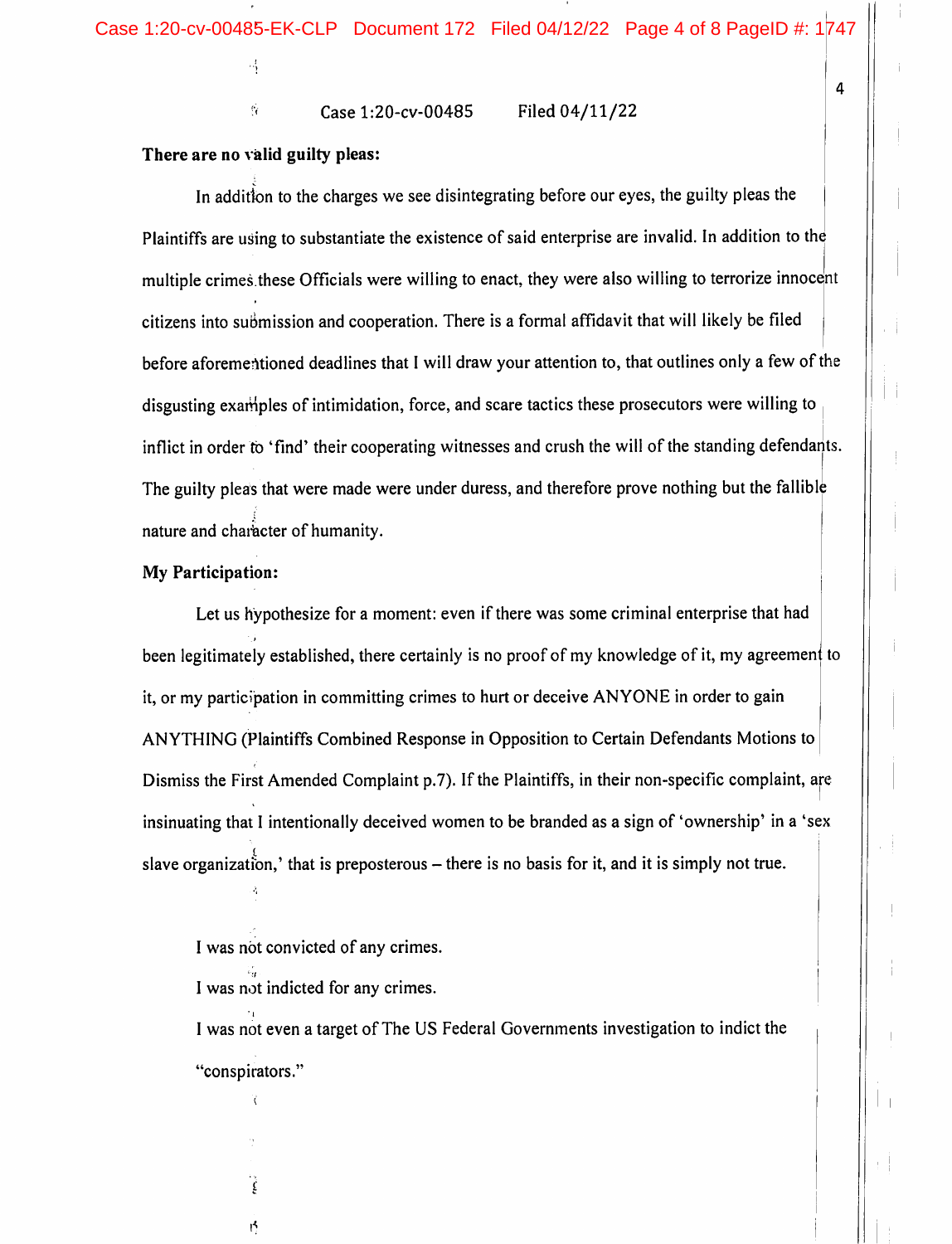Case 1:20-cv-00485 Filed 04/11/22

**There are no valid guilty pleas:**

In addition to the charges we see disintegrating before our eyes, the guilty pleas the Plaintiffs are using to substantiate the existence of said enterprise are invalid. In addition to the multiple crimes these Officials were willing to enact, they were also willing to terrorize innocent citizens into submission and cooperation. There is a formal affidavit that will likely be filed before aforementioned deadlines that I will draw your attention to, that outlines only a few of the disgusting examples of intimidation, force, and scare tactics these prosecutors were willing to inflict in order to 'find' their cooperating witnesses and crush the will of the standing defendants. The guilty pleas that were made were under duress, and therefore prove nothing but the fallible nature and character of humanity.

**My Participation:**

Let us hypothesize for a moment: even if there was some criminal enterprise that had been legitimately established, there certainly is no proof of my knowledge of it, my agreement to it, or my participation in committing crimes to hurt or deceive ANYONE in order to gain ANYTHING (Plaintiffs Combined Response in Opposition to Certain Defendants Motions to Dismiss the First Amended Complaint p.7). If the Plaintiffs, in their non-specific complaint, are insinuating that I intentionally deceived women to be branded as a sign of 'ownership' in a 'sex slave organization,' that is preposterous – there is no basis for it, and it is simply not true.

I was not convicted of any crimes.

I was not indicted for any crimes.

I was not even a target of The US Federal Governments investigation to indict the "conspirators."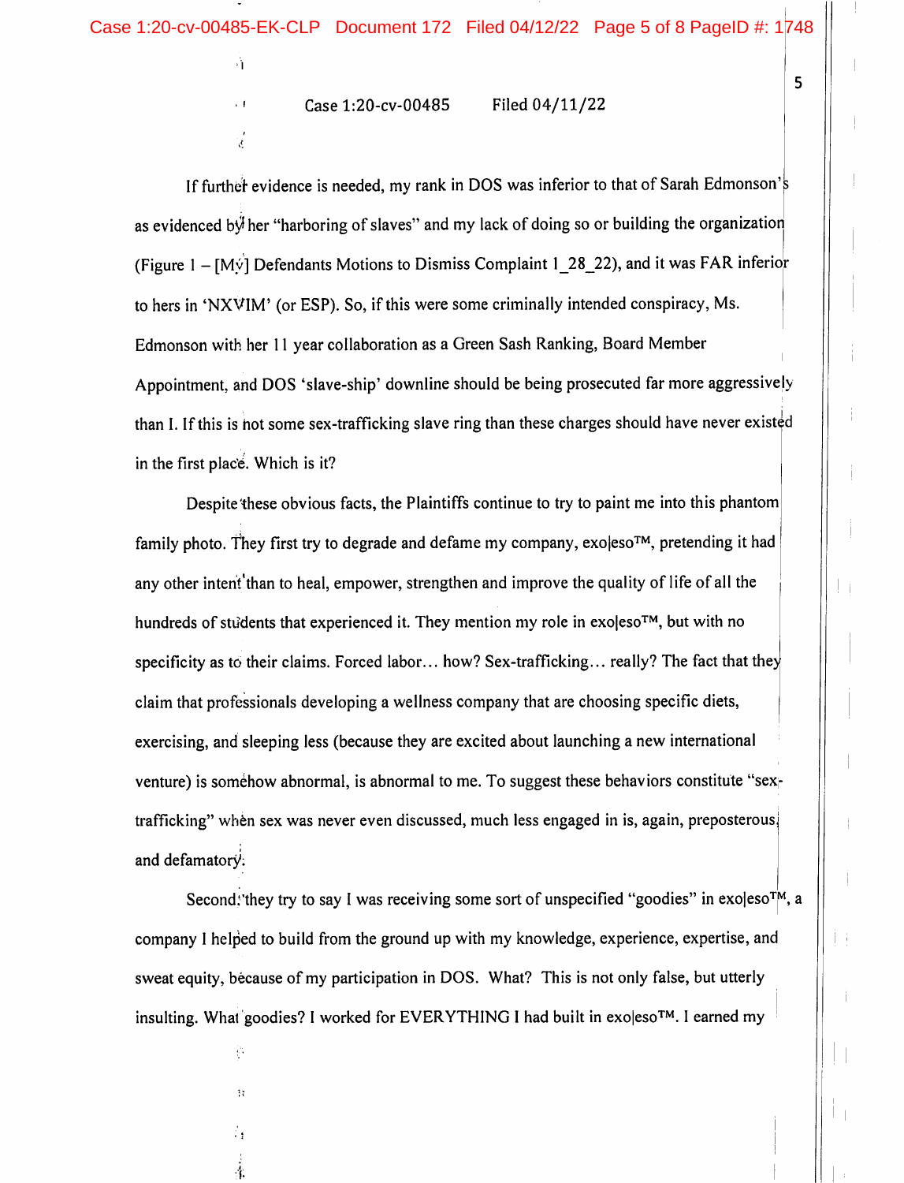Case 1:20-cv-00485 Filed 04/11/22

If further evidence is needed, my rank in DOS was inferior to that of Sarah Edmonson's as evidenced by her "harboring of slaves" and my lack of doing so or building the organization (Figure 1 – [My] Defendants Motions to Dismiss Complaint 1_28_22), and it was FAR inferior to hers in 'NXVIM' (or ESP). So, if this were some criminally intended conspiracy, Ms. Edmonson with her 11 year collaboration as a Green Sash Ranking, Board Member Appointment, and DOS 'slave-ship' downline should be being prosecuted far more aggressively than I. If this is not some sex-trafficking slave ring than these charges should have never existed in the first place. Which is it?

Despite these obvious facts, the Plaintiffs continue to try to paint me into this phantom family photo. They first try to degrade and defame my company, exo|eso™, pretending it had any other intent than to heal, empower, strengthen and improve the quality of life of all the hundreds of students that experienced it. They mention my role in exo|eso™, but with no specificity as to their claims. Forced labor… how? Sex-trafficking… really? The fact that they claim that professionals developing a wellness company that are choosing specific diets, exercising, and sleeping less (because they are excited about launching a new international venture) is somehow abnormal, is abnormal to me. To suggest these behaviors constitute "sex-trafficking" when sex was never even discussed, much less engaged in is, again, preposterous and defamatory.

Second: they try to say I was receiving some sort of unspecified "goodies" in exo|eso™, a company I helped to build from the ground up with my knowledge, experience, expertise, and sweat equity, because of my participation in DOS. What? This is not only false, but utterly insulting. What goodies? I worked for EVERYTHING I had built in exo|eso™. I earned my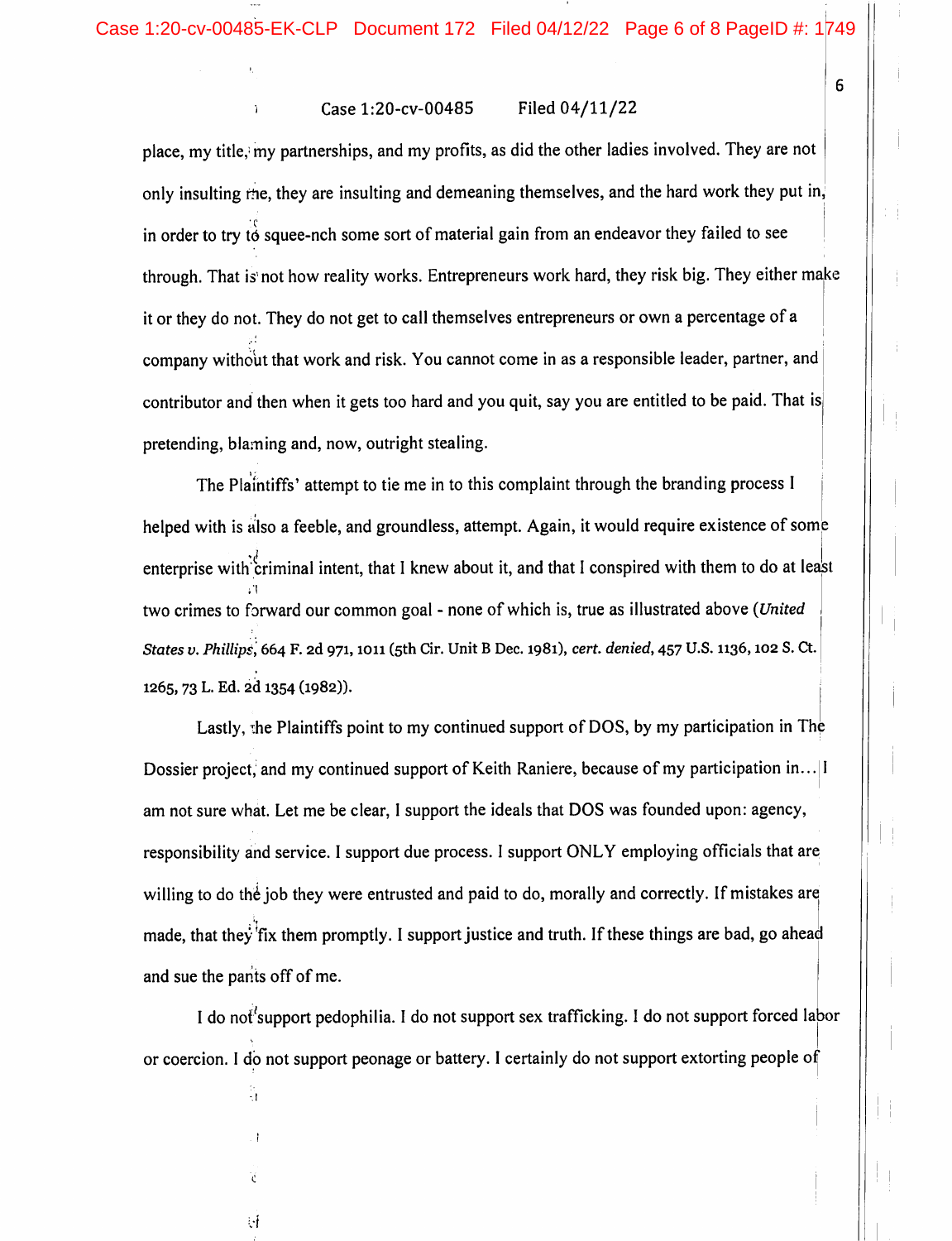place, my title, my partnerships, and my profits, as did the other ladies involved. They are not only insulting me, they are insulting and demeaning themselves, and the hard work they put in, in order to try to squee-nch some sort of material gain from an endeavor they failed to see through. That is not how reality works. Entrepreneurs work hard, they risk big. They either make it or they do not. They do not get to call themselves entrepreneurs or own a percentage of a company without that work and risk. You cannot come in as a responsible leader, partner, and contributor and then when it gets too hard and you quit, say you are entitled to be paid. That is pretending, blaming and, now, outright stealing.

The Plaintiffs' attempt to tie me in to this complaint through the branding process I helped with is also a feeble, and groundless, attempt. Again, it would require existence of some enterprise with criminal intent, that I knew about it, and that I conspired with them to do at least two crimes to forward our common goal - none of which is, true as illustrated above (*United States v. Phillips*, 664 F. 2d 971, 1011 (5th Cir. Unit B Dec. 1981), *cert. denied*, 457 U.S. 1136, 102 S. Ct. 1265, 73 L. Ed. 2d 1354 (1982)).

Lastly, the Plaintiffs point to my continued support of DOS, by my participation in The Dossier project, and my continued support of Keith Raniere, because of my participation in… I am not sure what. Let me be clear, I support the ideals that DOS was founded upon: agency, responsibility and service. I support due process. I support ONLY employing officials that are willing to do the job they were entrusted and paid to do, morally and correctly. If mistakes are made, that they fix them promptly. I support justice and truth. If these things are bad, go ahead and sue the pants off of me.

I do not support pedophilia. I do not support sex trafficking. I do not support forced labor or coercion. I do not support peonage or battery. I certainly do not support extorting people of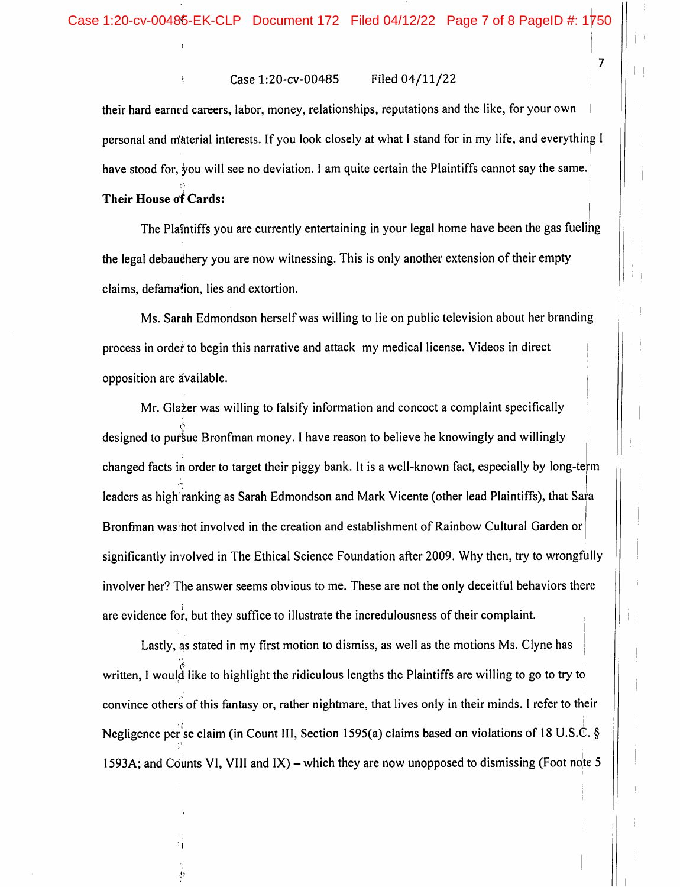their hard earned careers, labor, money, relationships, reputations and the like, for your own personal and material interests. If you look closely at what I stand for in my life, and everything I have stood for, you will see no deviation. I am quite certain the Plaintiffs cannot say the same.

**Their House of Cards:**

The Plaintiffs you are currently entertaining in your legal home have been the gas fueling the legal debauchery you are now witnessing. This is only another extension of their empty claims, defamation, lies and extortion.

Ms. Sarah Edmondson herself was willing to lie on public television about her branding process in order to begin this narrative and attack my medical license. Videos in direct opposition are available.

Mr. Glazer was willing to falsify information and concoct a complaint specifically designed to pursue Bronfman money. I have reason to believe he knowingly and willingly changed facts in order to target their piggy bank. It is a well-known fact, especially by long-term leaders as high ranking as Sarah Edmondson and Mark Vicente (other lead Plaintiffs), that Sara Bronfman was not involved in the creation and establishment of Rainbow Cultural Garden or significantly involved in The Ethical Science Foundation after 2009. Why then, try to wrongfully involver her? The answer seems obvious to me. These are not the only deceitful behaviors there are evidence for, but they suffice to illustrate the incredulousness of their complaint.

Lastly, as stated in my first motion to dismiss, as well as the motions Ms. Clyne has written, I would like to highlight the ridiculous lengths the Plaintiffs are willing to go to try to convince others of this fantasy or, rather nightmare, that lives only in their minds. I refer to their Negligence per se claim (in Count III, Section 1595(a) claims based on violations of 18 U.S.C. § 1593A; and Counts VI, VIII and IX) – which they are now unopposed to dismissing (Foot note 5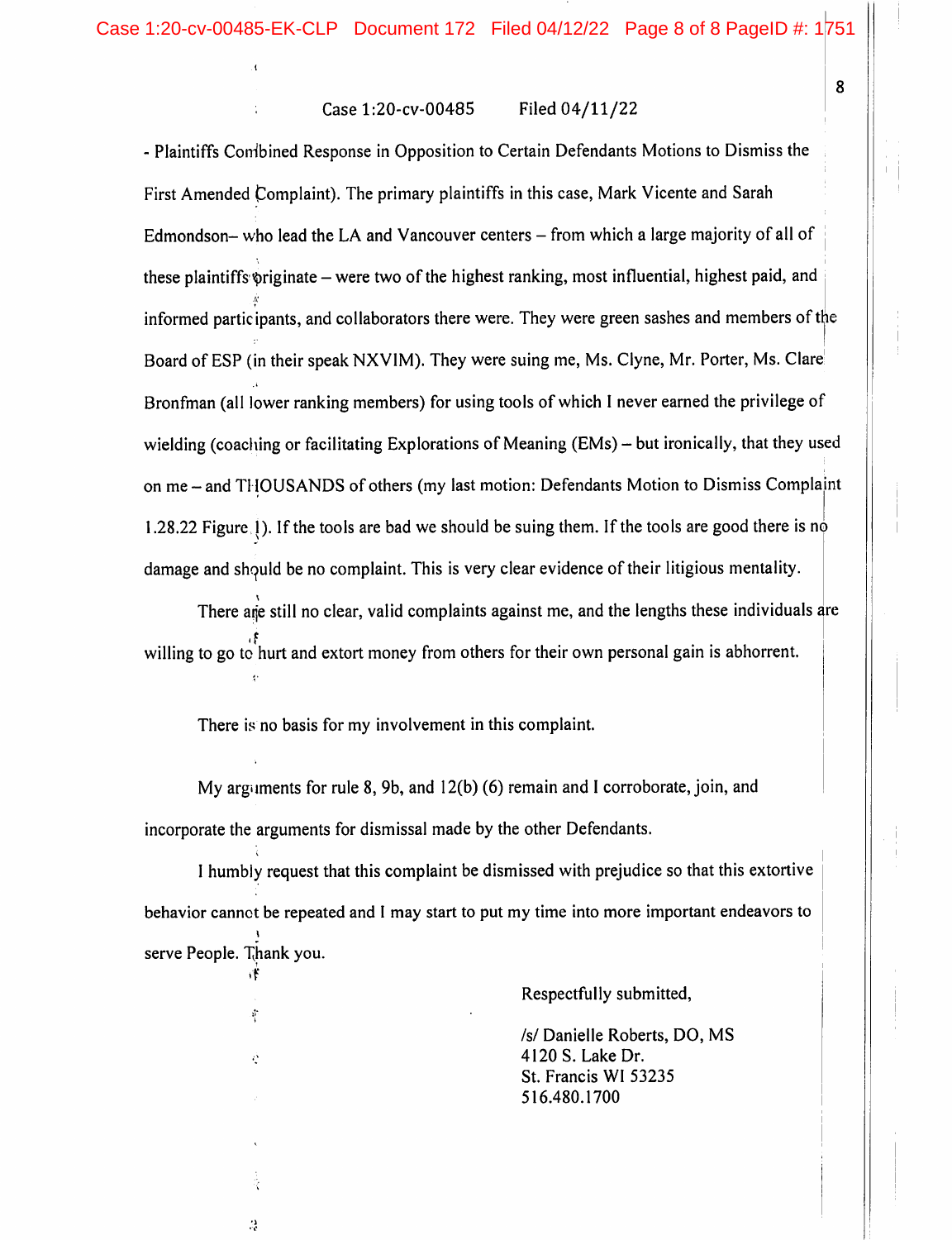- Plaintiffs Combined Response in Opposition to Certain Defendants Motions to Dismiss the First Amended Complaint). The primary plaintiffs in this case, Mark Vicente and Sarah Edmondson– who lead the LA and Vancouver centers – from which a large majority of all of these plaintiffs originate – were two of the highest ranking, most influential, highest paid, and informed participants, and collaborators there were. They were green sashes and members of the Board of ESP (in their speak NXVIM). They were suing me, Ms. Clyne, Mr. Porter, Ms. Clare Bronfman (all lower ranking members) for using tools of which I never earned the privilege of wielding (coaching or facilitating Explorations of Meaning (EMs) – but ironically, that they used on me – and THOUSANDS of others (my last motion: Defendants Motion to Dismiss Complaint 1.28.22 Figure 1). If the tools are bad we should be suing them. If the tools are good there is no damage and should be no complaint. This is very clear evidence of their litigious mentality.

There are still no clear, valid complaints against me, and the lengths these individuals are willing to go to hurt and extort money from others for their own personal gain is abhorrent.

There is no basis for my involvement in this complaint.

My arguments for rule 8, 9b, and 12(b) (6) remain and I corroborate, join, and incorporate the arguments for dismissal made by the other Defendants.

I humbly request that this complaint be dismissed with prejudice so that this extortive behavior cannot be repeated and I may start to put my time into more important endeavors to serve People. Thank you.

Respectfully submitted,

/s/ Danielle Roberts, DO, MS
4120 S. Lake Dr.
St. Francis WI 53235
516.480.1700